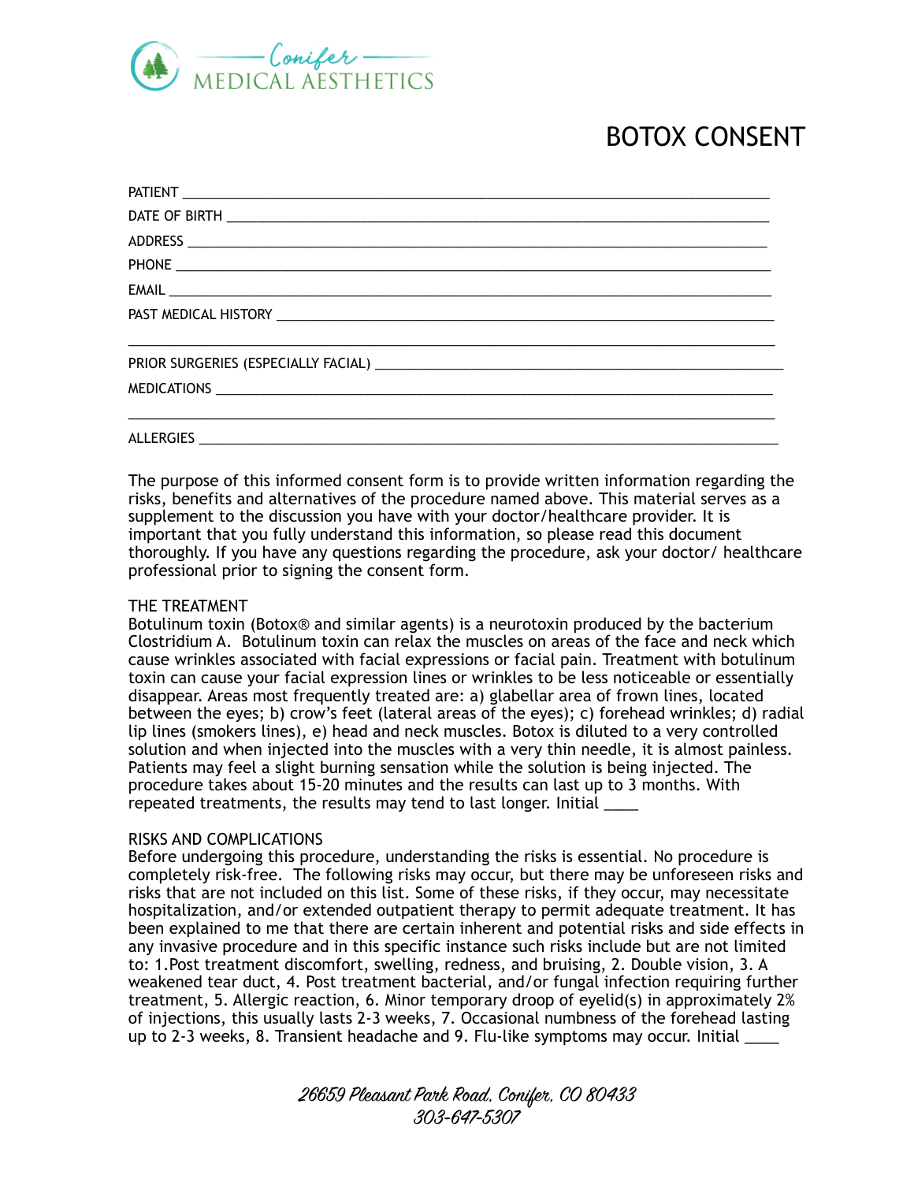Conifer MEDICAL AESTHETICS

# BOTOX CONSENT

PATIENT ________________________________________________________________________

DATE OF BIRTH __________________________________________________________________

ADDRESS ________________________________________________________________________

PHONE __________________________________________________________________________

EMAIL __________________________________________________________________________

PAST MEDICAL HISTORY ___________________________________________________________

________________________________________________________________________________

PRIOR SURGERIES (ESPECIALLY FACIAL) _____________________________________________

MEDICATIONS ____________________________________________________________________

________________________________________________________________________________

ALLERGIES ______________________________________________________________________

The purpose of this informed consent form is to provide written information regarding the risks, benefits and alternatives of the procedure named above. This material serves as a supplement to the discussion you have with your doctor/healthcare provider. It is important that you fully understand this information, so please read this document thoroughly. If you have any questions regarding the procedure, ask your doctor/ healthcare professional prior to signing the consent form.

THE TREATMENT

Botulinum toxin (Botox® and similar agents) is a neurotoxin produced by the bacterium Clostridium A. Botulinum toxin can relax the muscles on areas of the face and neck which cause wrinkles associated with facial expressions or facial pain. Treatment with botulinum toxin can cause your facial expression lines or wrinkles to be less noticeable or essentially disappear. Areas most frequently treated are: a) glabellar area of frown lines, located between the eyes; b) crow's feet (lateral areas of the eyes); c) forehead wrinkles; d) radial lip lines (smokers lines), e) head and neck muscles. Botox is diluted to a very controlled solution and when injected into the muscles with a very thin needle, it is almost painless. Patients may feel a slight burning sensation while the solution is being injected. The procedure takes about 15-20 minutes and the results can last up to 3 months. With repeated treatments, the results may tend to last longer. Initial ____

RISKS AND COMPLICATIONS

Before undergoing this procedure, understanding the risks is essential. No procedure is completely risk-free. The following risks may occur, but there may be unforeseen risks and risks that are not included on this list. Some of these risks, if they occur, may necessitate hospitalization, and/or extended outpatient therapy to permit adequate treatment. It has been explained to me that there are certain inherent and potential risks and side effects in any invasive procedure and in this specific instance such risks include but are not limited to: 1.Post treatment discomfort, swelling, redness, and bruising, 2. Double vision, 3. A weakened tear duct, 4. Post treatment bacterial, and/or fungal infection requiring further treatment, 5. Allergic reaction, 6. Minor temporary droop of eyelid(s) in approximately 2% of injections, this usually lasts 2-3 weeks, 7. Occasional numbness of the forehead lasting up to 2-3 weeks, 8. Transient headache and 9. Flu-like symptoms may occur. Initial ____

*26659 Pleasant Park Road, Conifer, CO 80433*
*303-647-5307*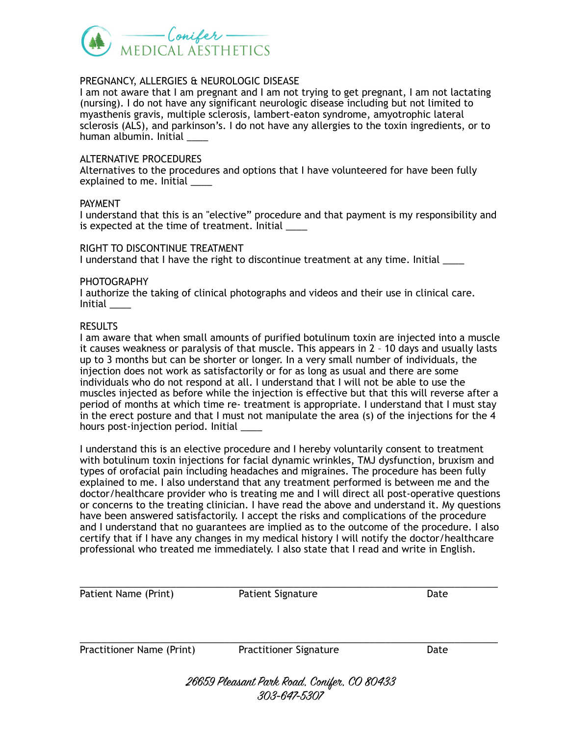Conifer MEDICAL AESTHETICS

PREGNANCY, ALLERGIES & NEUROLOGIC DISEASE
I am not aware that I am pregnant and I am not trying to get pregnant, I am not lactating (nursing). I do not have any significant neurologic disease including but not limited to myasthenis gravis, multiple sclerosis, lambert-eaton syndrome, amyotrophic lateral sclerosis (ALS), and parkinson's. I do not have any allergies to the toxin ingredients, or to human albumin. Initial ____

ALTERNATIVE PROCEDURES
Alternatives to the procedures and options that I have volunteered for have been fully explained to me. Initial ____

PAYMENT
I understand that this is an "elective" procedure and that payment is my responsibility and is expected at the time of treatment. Initial ____

RIGHT TO DISCONTINUE TREATMENT
I understand that I have the right to discontinue treatment at any time. Initial ____

PHOTOGRAPHY
I authorize the taking of clinical photographs and videos and their use in clinical care. Initial ____

RESULTS
I am aware that when small amounts of purified botulinum toxin are injected into a muscle it causes weakness or paralysis of that muscle. This appears in 2 – 10 days and usually lasts up to 3 months but can be shorter or longer. In a very small number of individuals, the injection does not work as satisfactorily or for as long as usual and there are some individuals who do not respond at all. I understand that I will not be able to use the muscles injected as before while the injection is effective but that this will reverse after a period of months at which time re- treatment is appropriate. I understand that I must stay in the erect posture and that I must not manipulate the area (s) of the injections for the 4 hours post-injection period. Initial ____

I understand this is an elective procedure and I hereby voluntarily consent to treatment with botulinum toxin injections for facial dynamic wrinkles, TMJ dysfunction, bruxism and types of orofacial pain including headaches and migraines. The procedure has been fully explained to me. I also understand that any treatment performed is between me and the doctor/healthcare provider who is treating me and I will direct all post-operative questions or concerns to the treating clinician. I have read the above and understand it. My questions have been answered satisfactorily. I accept the risks and complications of the procedure and I understand that no guarantees are implied as to the outcome of the procedure. I also certify that if I have any changes in my medical history I will notify the doctor/healthcare professional who treated me immediately. I also state that I read and write in English.

_______________________________________________________________

Patient Name (Print) Patient Signature Date

_______________________________________________________________

Practitioner Name (Print) Practitioner Signature Date

26659 Pleasant Park Road, Conifer, CO 80433
303-647-5307